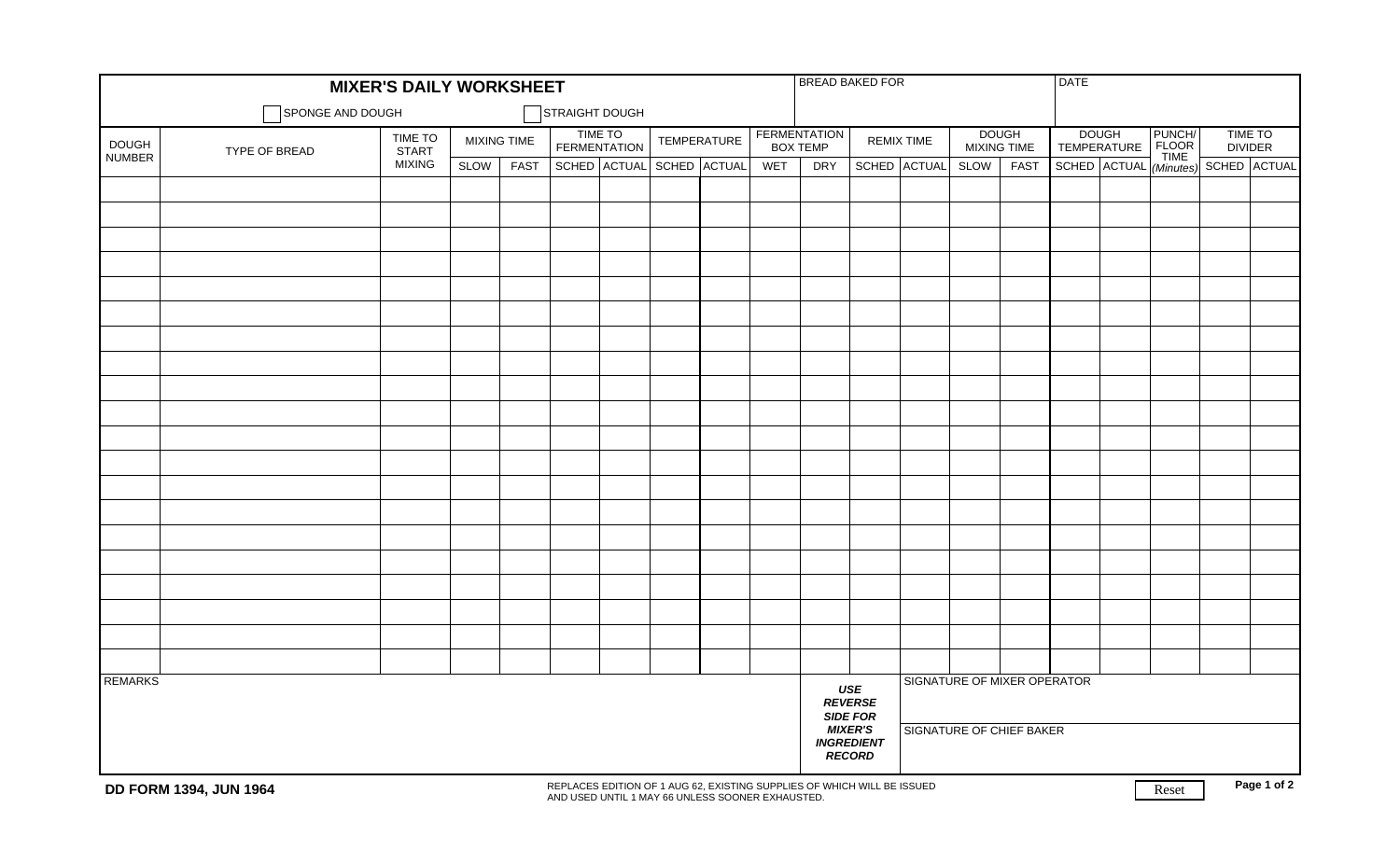# MIXER'S DAILY WORKSHEET

BREAD BAKED FOR

DATE

☐ SPONGE AND DOUGH ☐ STRAIGHT DOUGH

| DOUGH NUMBER | TYPE OF BREAD | TIME TO START MIXING | MIXING TIME | | TIME TO FERMENTATION | | TEMPERATURE | | FERMENTATION BOX TEMP | | REMIX TIME | | DOUGH MIXING TIME | | DOUGH TEMPERATURE | | PUNCH/ FLOOR TIME | TIME TO DIVIDER | |
|---|---|---|---|---|---|---|---|---|---|---|---|---|---|---|---|---|---|---|---|
| | | | SLOW | FAST | SCHED | ACTUAL | SCHED | ACTUAL | WET | DRY | SCHED | ACTUAL | SLOW | FAST | SCHED | ACTUAL | *(Minutes)* | SCHED | ACTUAL |
| | | | | | | | | | | | | | | | | | | | |
| | | | | | | | | | | | | | | | | | | | |
| | | | | | | | | | | | | | | | | | | | |
| | | | | | | | | | | | | | | | | | | | |
| | | | | | | | | | | | | | | | | | | | |
| | | | | | | | | | | | | | | | | | | | |
| | | | | | | | | | | | | | | | | | | | |
| | | | | | | | | | | | | | | | | | | | |
| | | | | | | | | | | | | | | | | | | | |
| | | | | | | | | | | | | | | | | | | | |
| | | | | | | | | | | | | | | | | | | | |
| | | | | | | | | | | | | | | | | | | | |
| | | | | | | | | | | | | | | | | | | | |
| | | | | | | | | | | | | | | | | | | | |
| | | | | | | | | | | | | | | | | | | | |
| | | | | | | | | | | | | | | | | | | | |
| | | | | | | | | | | | | | | | | | | | |
| | | | | | | | | | | | | | | | | | | | |
| | | | | | | | | | | | | | | | | | | | |
| | | | | | | | | | | | | | | | | | | | |

REMARKS

***USE REVERSE SIDE FOR MIXER'S INGREDIENT RECORD***

SIGNATURE OF MIXER OPERATOR

SIGNATURE OF CHIEF BAKER

**DD FORM 1394, JUN 1964**

REPLACES EDITION OF 1 AUG 62, EXISTING SUPPLIES OF WHICH WILL BE ISSUED AND USED UNTIL 1 MAY 66 UNLESS SOONER EXHAUSTED.

Reset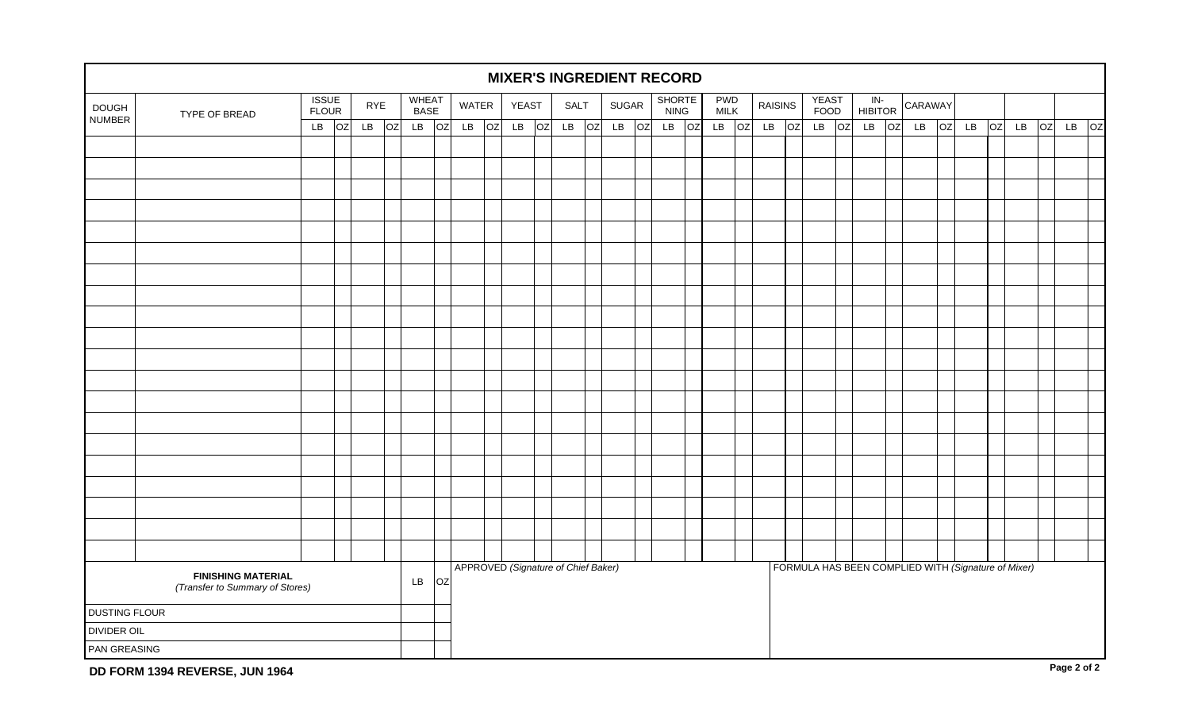# MIXER'S INGREDIENT RECORD

| DOUGH NUMBER | TYPE OF BREAD | ISSUE FLOUR | | RYE | | WHEAT BASE | | WATER | | YEAST | | SALT | | SUGAR | | SHORTENING | | PWD MILK | | RAISINS | | YEAST FOOD | | IN-HIBITOR | | CARAWAY | | | | | | | |
|---|---|---|---|---|---|---|---|---|---|---|---|---|---|---|---|---|---|---|---|---|---|---|---|---|---|---|---|---|---|---|---|---|---|
| | | LB | OZ | LB | OZ | LB | OZ | LB | OZ | LB | OZ | LB | OZ | LB | OZ | LB | OZ | LB | OZ | LB | OZ | LB | OZ | LB | OZ | LB | OZ | LB | OZ | LB | OZ | LB | OZ |
| | | | | | | | | | | | | | | | | | | | | | | | | | | | | | | | | | |
| | | | | | | | | | | | | | | | | | | | | | | | | | | | | | | | | | |
| | | | | | | | | | | | | | | | | | | | | | | | | | | | | | | | | | |
| | | | | | | | | | | | | | | | | | | | | | | | | | | | | | | | | | |
| | | | | | | | | | | | | | | | | | | | | | | | | | | | | | | | | | |
| | | | | | | | | | | | | | | | | | | | | | | | | | | | | | | | | | |
| | | | | | | | | | | | | | | | | | | | | | | | | | | | | | | | | | |
| | | | | | | | | | | | | | | | | | | | | | | | | | | | | | | | | | |
| | | | | | | | | | | | | | | | | | | | | | | | | | | | | | | | | | |
| | | | | | | | | | | | | | | | | | | | | | | | | | | | | | | | | | |
| | | | | | | | | | | | | | | | | | | | | | | | | | | | | | | | | | |
| | | | | | | | | | | | | | | | | | | | | | | | | | | | | | | | | | |
| | | | | | | | | | | | | | | | | | | | | | | | | | | | | | | | | | |
| | | | | | | | | | | | | | | | | | | | | | | | | | | | | | | | | | |
| | | | | | | | | | | | | | | | | | | | | | | | | | | | | | | | | | |
| | | | | | | | | | | | | | | | | | | | | | | | | | | | | | | | | | |
| | | | | | | | | | | | | | | | | | | | | | | | | | | | | | | | | | |
| | | | | | | | | | | | | | | | | | | | | | | | | | | | | | | | | | |
| | | | | | | | | | | | | | | | | | | | | | | | | | | | | | | | | | |
| | | | | | | | | | | | | | | | | | | | | | | | | | | | | | | | | | |

| FINISHING MATERIAL *(Transfer to Summary of Stores)* | LB | OZ | APPROVED *(Signature of Chief Baker)* | FORMULA HAS BEEN COMPLIED WITH *(Signature of Mixer)* |
|---|---|---|---|---|
| DUSTING FLOUR | | | | |
| DIVIDER OIL | | | | |
| PAN GREASING | | | | |

**DD FORM 1394 REVERSE, JUN 1964**